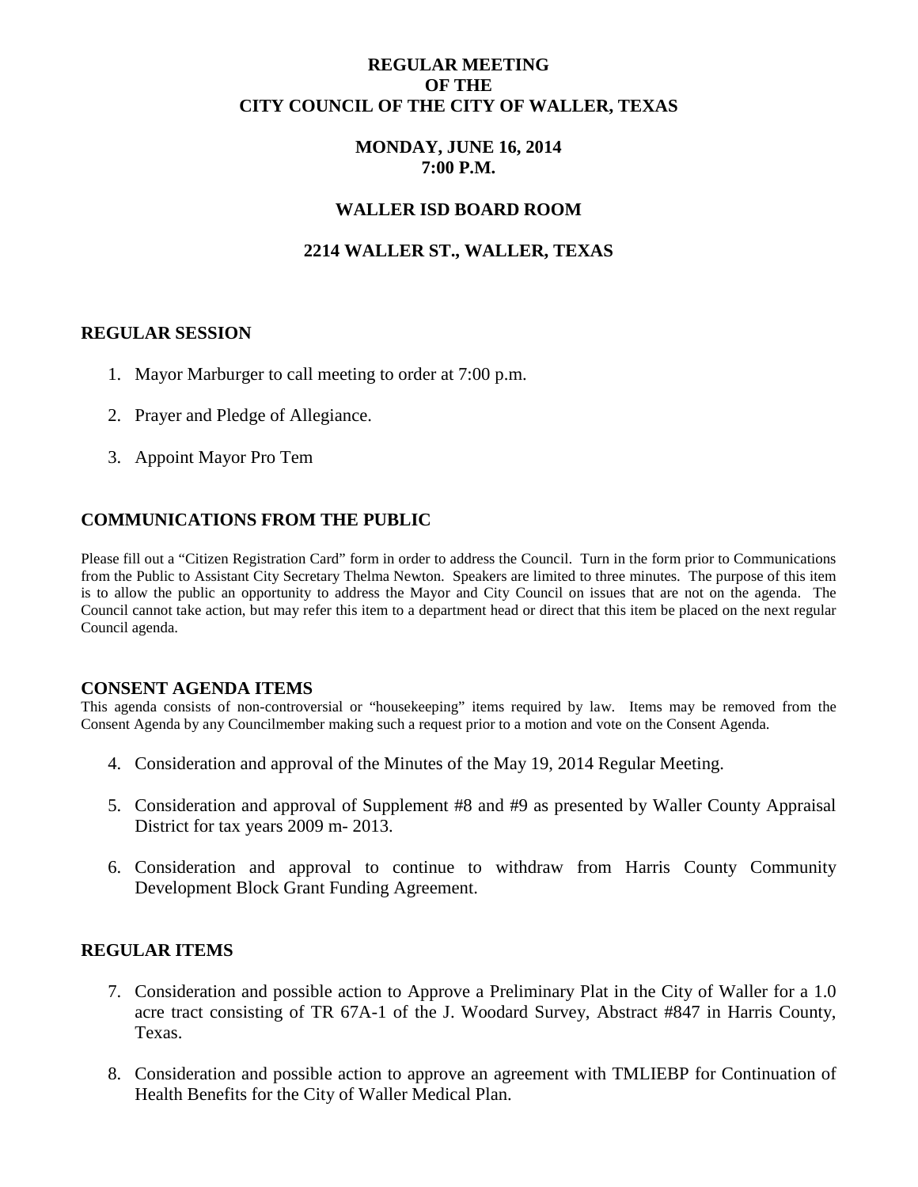# REGULAR MEETING
# OF THE
# CITY COUNCIL OF THE CITY OF WALLER, TEXAS

## MONDAY, JUNE 16, 2014
## 7:00 P.M.

## WALLER ISD BOARD ROOM

## 2214 WALLER ST., WALLER, TEXAS

### REGULAR SESSION

1. Mayor Marburger to call meeting to order at 7:00 p.m.

2. Prayer and Pledge of Allegiance.

3. Appoint Mayor Pro Tem

### COMMUNICATIONS FROM THE PUBLIC

Please fill out a "Citizen Registration Card" form in order to address the Council. Turn in the form prior to Communications from the Public to Assistant City Secretary Thelma Newton. Speakers are limited to three minutes. The purpose of this item is to allow the public an opportunity to address the Mayor and City Council on issues that are not on the agenda. The Council cannot take action, but may refer this item to a department head or direct that this item be placed on the next regular Council agenda.

### CONSENT AGENDA ITEMS

This agenda consists of non-controversial or "housekeeping" items required by law. Items may be removed from the Consent Agenda by any Councilmember making such a request prior to a motion and vote on the Consent Agenda.

4. Consideration and approval of the Minutes of the May 19, 2014 Regular Meeting.

5. Consideration and approval of Supplement #8 and #9 as presented by Waller County Appraisal District for tax years 2009 m- 2013.

6. Consideration and approval to continue to withdraw from Harris County Community Development Block Grant Funding Agreement.

### REGULAR ITEMS

7. Consideration and possible action to Approve a Preliminary Plat in the City of Waller for a 1.0 acre tract consisting of TR 67A-1 of the J. Woodard Survey, Abstract #847 in Harris County, Texas.

8. Consideration and possible action to approve an agreement with TMLIEBP for Continuation of Health Benefits for the City of Waller Medical Plan.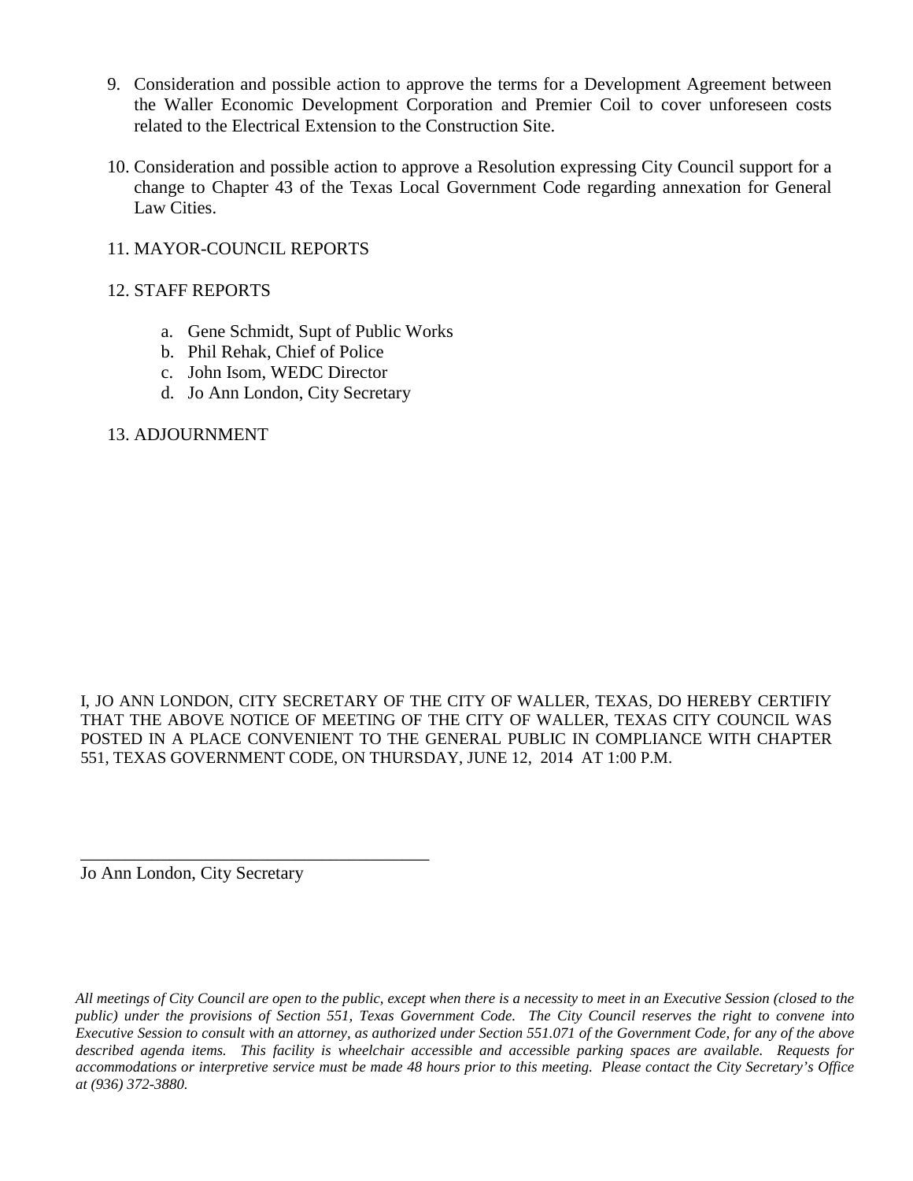9. Consideration and possible action to approve the terms for a Development Agreement between the Waller Economic Development Corporation and Premier Coil to cover unforeseen costs related to the Electrical Extension to the Construction Site.

10. Consideration and possible action to approve a Resolution expressing City Council support for a change to Chapter 43 of the Texas Local Government Code regarding annexation for General Law Cities.

11. MAYOR-COUNCIL REPORTS

12. STAFF REPORTS

    a. Gene Schmidt, Supt of Public Works
    b. Phil Rehak, Chief of Police
    c. John Isom, WEDC Director
    d. Jo Ann London, City Secretary

13. ADJOURNMENT

I, JO ANN LONDON, CITY SECRETARY OF THE CITY OF WALLER, TEXAS, DO HEREBY CERTIFIY THAT THE ABOVE NOTICE OF MEETING OF THE CITY OF WALLER, TEXAS CITY COUNCIL WAS POSTED IN A PLACE CONVENIENT TO THE GENERAL PUBLIC IN COMPLIANCE WITH CHAPTER 551, TEXAS GOVERNMENT CODE, ON THURSDAY, JUNE 12, 2014 AT 1:00 P.M.

\_\_\_\_\_\_\_\_\_\_\_\_\_\_\_\_\_\_\_\_\_\_\_\_\_\_\_\_\_\_\_\_\_\_\_\_\_\_\_\_

Jo Ann London, City Secretary

*All meetings of City Council are open to the public, except when there is a necessity to meet in an Executive Session (closed to the public) under the provisions of Section 551, Texas Government Code. The City Council reserves the right to convene into Executive Session to consult with an attorney, as authorized under Section 551.071 of the Government Code, for any of the above described agenda items. This facility is wheelchair accessible and accessible parking spaces are available. Requests for accommodations or interpretive service must be made 48 hours prior to this meeting. Please contact the City Secretary's Office at (936) 372-3880.*